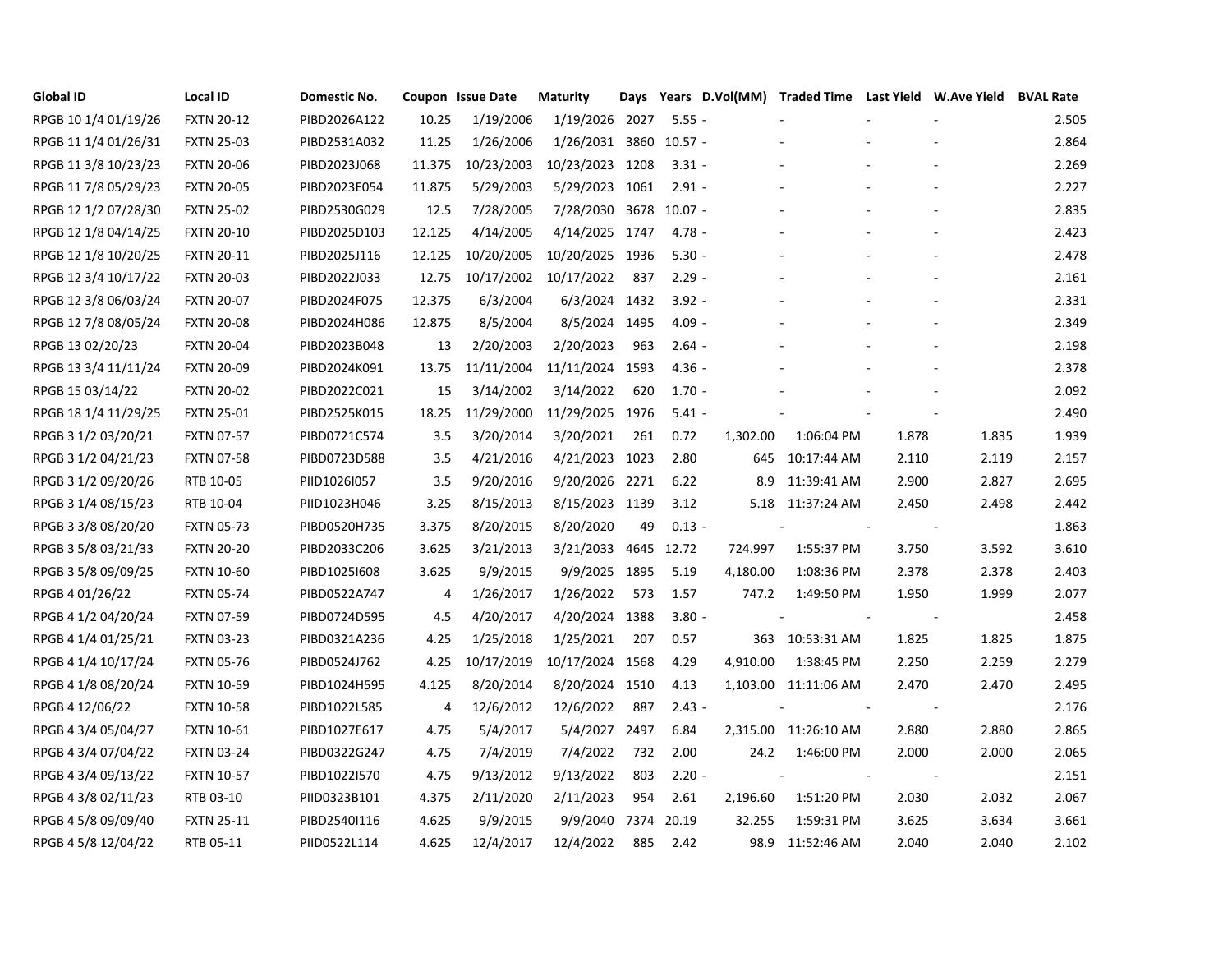| Global ID | Local ID | Domestic No. | Coupon | Issue Date | Maturity | Days | Years | D.Vol(MM) | Traded Time | Last Yield | W.Ave Yield | BVAL Rate |
|---|---|---|---|---|---|---|---|---|---|---|---|---|
| RPGB 10 1/4 01/19/26 | FXTN 20-12 | PIBD2026A122 | 10.25 | 1/19/2006 | 1/19/2026 | 2027 | 5.55 | - | - | - | - | 2.505 |
| RPGB 11 1/4 01/26/31 | FXTN 25-03 | PIBD2531A032 | 11.25 | 1/26/2006 | 1/26/2031 | 3860 | 10.57 | - | - | - | - | 2.864 |
| RPGB 11 3/8 10/23/23 | FXTN 20-06 | PIBD2023J068 | 11.375 | 10/23/2003 | 10/23/2023 | 1208 | 3.31 | - | - | - | - | 2.269 |
| RPGB 11 7/8 05/29/23 | FXTN 20-05 | PIBD2023E054 | 11.875 | 5/29/2003 | 5/29/2023 | 1061 | 2.91 | - | - | - | - | 2.227 |
| RPGB 12 1/2 07/28/30 | FXTN 25-02 | PIBD2530G029 | 12.5 | 7/28/2005 | 7/28/2030 | 3678 | 10.07 | - | - | - | - | 2.835 |
| RPGB 12 1/8 04/14/25 | FXTN 20-10 | PIBD2025D103 | 12.125 | 4/14/2005 | 4/14/2025 | 1747 | 4.78 | - | - | - | - | 2.423 |
| RPGB 12 1/8 10/20/25 | FXTN 20-11 | PIBD2025J116 | 12.125 | 10/20/2005 | 10/20/2025 | 1936 | 5.30 | - | - | - | - | 2.478 |
| RPGB 12 3/4 10/17/22 | FXTN 20-03 | PIBD2022J033 | 12.75 | 10/17/2002 | 10/17/2022 | 837 | 2.29 | - | - | - | - | 2.161 |
| RPGB 12 3/8 06/03/24 | FXTN 20-07 | PIBD2024F075 | 12.375 | 6/3/2004 | 6/3/2024 | 1432 | 3.92 | - | - | - | - | 2.331 |
| RPGB 12 7/8 08/05/24 | FXTN 20-08 | PIBD2024H086 | 12.875 | 8/5/2004 | 8/5/2024 | 1495 | 4.09 | - | - | - | - | 2.349 |
| RPGB 13 02/20/23 | FXTN 20-04 | PIBD2023B048 | 13 | 2/20/2003 | 2/20/2023 | 963 | 2.64 | - | - | - | - | 2.198 |
| RPGB 13 3/4 11/11/24 | FXTN 20-09 | PIBD2024K091 | 13.75 | 11/11/2004 | 11/11/2024 | 1593 | 4.36 | - | - | - | - | 2.378 |
| RPGB 15 03/14/22 | FXTN 20-02 | PIBD2022C021 | 15 | 3/14/2002 | 3/14/2022 | 620 | 1.70 | - | - | - | - | 2.092 |
| RPGB 18 1/4 11/29/25 | FXTN 25-01 | PIBD2525K015 | 18.25 | 11/29/2000 | 11/29/2025 | 1976 | 5.41 | - | - | - | - | 2.490 |
| RPGB 3 1/2 03/20/21 | FXTN 07-57 | PIBD0721C574 | 3.5 | 3/20/2014 | 3/20/2021 | 261 | 0.72 | 1,302.00 | 1:06:04 PM | 1.878 | 1.835 | 1.939 |
| RPGB 3 1/2 04/21/23 | FXTN 07-58 | PIBD0723D588 | 3.5 | 4/21/2016 | 4/21/2023 | 1023 | 2.80 | 645 | 10:17:44 AM | 2.110 | 2.119 | 2.157 |
| RPGB 3 1/2 09/20/26 | RTB 10-05 | PIID1026I057 | 3.5 | 9/20/2016 | 9/20/2026 | 2271 | 6.22 | 8.9 | 11:39:41 AM | 2.900 | 2.827 | 2.695 |
| RPGB 3 1/4 08/15/23 | RTB 10-04 | PIID1023H046 | 3.25 | 8/15/2013 | 8/15/2023 | 1139 | 3.12 | 5.18 | 11:37:24 AM | 2.450 | 2.498 | 2.442 |
| RPGB 3 3/8 08/20/20 | FXTN 05-73 | PIBD0520H735 | 3.375 | 8/20/2015 | 8/20/2020 | 49 | 0.13 | - | - | - | - | 1.863 |
| RPGB 3 5/8 03/21/33 | FXTN 20-20 | PIBD2033C206 | 3.625 | 3/21/2013 | 3/21/2033 | 4645 | 12.72 | 724.997 | 1:55:37 PM | 3.750 | 3.592 | 3.610 |
| RPGB 3 5/8 09/09/25 | FXTN 10-60 | PIBD1025I608 | 3.625 | 9/9/2015 | 9/9/2025 | 1895 | 5.19 | 4,180.00 | 1:08:36 PM | 2.378 | 2.378 | 2.403 |
| RPGB 4 01/26/22 | FXTN 05-74 | PIBD0522A747 | 4 | 1/26/2017 | 1/26/2022 | 573 | 1.57 | 747.2 | 1:49:50 PM | 1.950 | 1.999 | 2.077 |
| RPGB 4 1/2 04/20/24 | FXTN 07-59 | PIBD0724D595 | 4.5 | 4/20/2017 | 4/20/2024 | 1388 | 3.80 | - | - | - | - | 2.458 |
| RPGB 4 1/4 01/25/21 | FXTN 03-23 | PIBD0321A236 | 4.25 | 1/25/2018 | 1/25/2021 | 207 | 0.57 | 363 | 10:53:31 AM | 1.825 | 1.825 | 1.875 |
| RPGB 4 1/4 10/17/24 | FXTN 05-76 | PIBD0524J762 | 4.25 | 10/17/2019 | 10/17/2024 | 1568 | 4.29 | 4,910.00 | 1:38:45 PM | 2.250 | 2.259 | 2.279 |
| RPGB 4 1/8 08/20/24 | FXTN 10-59 | PIBD1024H595 | 4.125 | 8/20/2014 | 8/20/2024 | 1510 | 4.13 | 1,103.00 | 11:11:06 AM | 2.470 | 2.470 | 2.495 |
| RPGB 4 12/06/22 | FXTN 10-58 | PIBD1022L585 | 4 | 12/6/2012 | 12/6/2022 | 887 | 2.43 | - | - | - | - | 2.176 |
| RPGB 4 3/4 05/04/27 | FXTN 10-61 | PIBD1027E617 | 4.75 | 5/4/2017 | 5/4/2027 | 2497 | 6.84 | 2,315.00 | 11:26:10 AM | 2.880 | 2.880 | 2.865 |
| RPGB 4 3/4 07/04/22 | FXTN 03-24 | PIBD0322G247 | 4.75 | 7/4/2019 | 7/4/2022 | 732 | 2.00 | 24.2 | 1:46:00 PM | 2.000 | 2.000 | 2.065 |
| RPGB 4 3/4 09/13/22 | FXTN 10-57 | PIBD1022I570 | 4.75 | 9/13/2012 | 9/13/2022 | 803 | 2.20 | - | - | - | - | 2.151 |
| RPGB 4 3/8 02/11/23 | RTB 03-10 | PIID0323B101 | 4.375 | 2/11/2020 | 2/11/2023 | 954 | 2.61 | 2,196.60 | 1:51:20 PM | 2.030 | 2.032 | 2.067 |
| RPGB 4 5/8 09/09/40 | FXTN 25-11 | PIBD2540I116 | 4.625 | 9/9/2015 | 9/9/2040 | 7374 | 20.19 | 32.255 | 1:59:31 PM | 3.625 | 3.634 | 3.661 |
| RPGB 4 5/8 12/04/22 | RTB 05-11 | PIID0522L114 | 4.625 | 12/4/2017 | 12/4/2022 | 885 | 2.42 | 98.9 | 11:52:46 AM | 2.040 | 2.040 | 2.102 |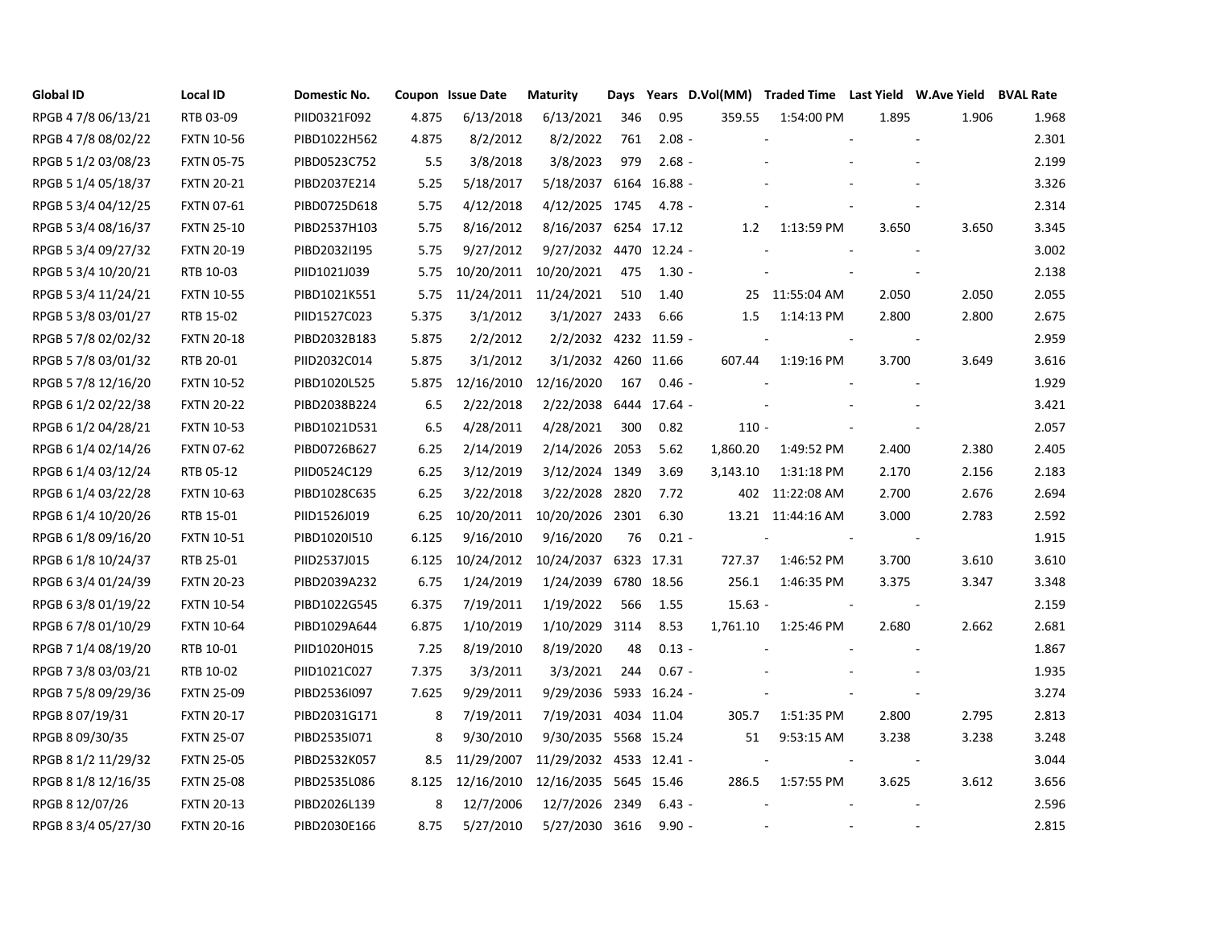| Global ID | Local ID | Domestic No. | Coupon | Issue Date | Maturity | Days | Years | D.Vol(MM) | Traded Time | Last Yield | W.Ave Yield | BVAL Rate |
|---|---|---|---|---|---|---|---|---|---|---|---|---|
| RPGB 4 7/8 06/13/21 | RTB 03-09 | PIID0321F092 | 4.875 | 6/13/2018 | 6/13/2021 | 346 | 0.95 | 359.55 | 1:54:00 PM | 1.895 | 1.906 | 1.968 |
| RPGB 4 7/8 08/02/22 | FXTN 10-56 | PIBD1022H562 | 4.875 | 8/2/2012 | 8/2/2022 | 761 | 2.08 | - | - | - | - | 2.301 |
| RPGB 5 1/2 03/08/23 | FXTN 05-75 | PIBD0523C752 | 5.5 | 3/8/2018 | 3/8/2023 | 979 | 2.68 | - | - | - | - | 2.199 |
| RPGB 5 1/4 05/18/37 | FXTN 20-21 | PIBD2037E214 | 5.25 | 5/18/2017 | 5/18/2037 | 6164 | 16.88 | - | - | - | - | 3.326 |
| RPGB 5 3/4 04/12/25 | FXTN 07-61 | PIBD0725D618 | 5.75 | 4/12/2018 | 4/12/2025 | 1745 | 4.78 | - | - | - | - | 2.314 |
| RPGB 5 3/4 08/16/37 | FXTN 25-10 | PIBD2537H103 | 5.75 | 8/16/2012 | 8/16/2037 | 6254 | 17.12 | 1.2 | 1:13:59 PM | 3.650 | 3.650 | 3.345 |
| RPGB 5 3/4 09/27/32 | FXTN 20-19 | PIBD2032I195 | 5.75 | 9/27/2012 | 9/27/2032 | 4470 | 12.24 | - | - | - | - | 3.002 |
| RPGB 5 3/4 10/20/21 | RTB 10-03 | PIID1021J039 | 5.75 | 10/20/2011 | 10/20/2021 | 475 | 1.30 | - | - | - | - | 2.138 |
| RPGB 5 3/4 11/24/21 | FXTN 10-55 | PIBD1021K551 | 5.75 | 11/24/2011 | 11/24/2021 | 510 | 1.40 | 25 | 11:55:04 AM | 2.050 | 2.050 | 2.055 |
| RPGB 5 3/8 03/01/27 | RTB 15-02 | PIID1527C023 | 5.375 | 3/1/2012 | 3/1/2027 | 2433 | 6.66 | 1.5 | 1:14:13 PM | 2.800 | 2.800 | 2.675 |
| RPGB 5 7/8 02/02/32 | FXTN 20-18 | PIBD2032B183 | 5.875 | 2/2/2012 | 2/2/2032 | 4232 | 11.59 | - | - | - | - | 2.959 |
| RPGB 5 7/8 03/01/32 | RTB 20-01 | PIID2032C014 | 5.875 | 3/1/2012 | 3/1/2032 | 4260 | 11.66 | 607.44 | 1:19:16 PM | 3.700 | 3.649 | 3.616 |
| RPGB 5 7/8 12/16/20 | FXTN 10-52 | PIBD1020L525 | 5.875 | 12/16/2010 | 12/16/2020 | 167 | 0.46 | - | - | - | - | 1.929 |
| RPGB 6 1/2 02/22/38 | FXTN 20-22 | PIBD2038B224 | 6.5 | 2/22/2018 | 2/22/2038 | 6444 | 17.64 | - | - | - | - | 3.421 |
| RPGB 6 1/2 04/28/21 | FXTN 10-53 | PIBD1021D531 | 6.5 | 4/28/2011 | 4/28/2021 | 300 | 0.82 | 110 | - | - | - | 2.057 |
| RPGB 6 1/4 02/14/26 | FXTN 07-62 | PIBD0726B627 | 6.25 | 2/14/2019 | 2/14/2026 | 2053 | 5.62 | 1,860.20 | 1:49:52 PM | 2.400 | 2.380 | 2.405 |
| RPGB 6 1/4 03/12/24 | RTB 05-12 | PIID0524C129 | 6.25 | 3/12/2019 | 3/12/2024 | 1349 | 3.69 | 3,143.10 | 1:31:18 PM | 2.170 | 2.156 | 2.183 |
| RPGB 6 1/4 03/22/28 | FXTN 10-63 | PIBD1028C635 | 6.25 | 3/22/2018 | 3/22/2028 | 2820 | 7.72 | 402 | 11:22:08 AM | 2.700 | 2.676 | 2.694 |
| RPGB 6 1/4 10/20/26 | RTB 15-01 | PIID1526J019 | 6.25 | 10/20/2011 | 10/20/2026 | 2301 | 6.30 | 13.21 | 11:44:16 AM | 3.000 | 2.783 | 2.592 |
| RPGB 6 1/8 09/16/20 | FXTN 10-51 | PIBD1020I510 | 6.125 | 9/16/2010 | 9/16/2020 | 76 | 0.21 | - | - | - | - | 1.915 |
| RPGB 6 1/8 10/24/37 | RTB 25-01 | PIID2537J015 | 6.125 | 10/24/2012 | 10/24/2037 | 6323 | 17.31 | 727.37 | 1:46:52 PM | 3.700 | 3.610 | 3.610 |
| RPGB 6 3/4 01/24/39 | FXTN 20-23 | PIBD2039A232 | 6.75 | 1/24/2019 | 1/24/2039 | 6780 | 18.56 | 256.1 | 1:46:35 PM | 3.375 | 3.347 | 3.348 |
| RPGB 6 3/8 01/19/22 | FXTN 10-54 | PIBD1022G545 | 6.375 | 7/19/2011 | 1/19/2022 | 566 | 1.55 | 15.63 | - | - | - | 2.159 |
| RPGB 6 7/8 01/10/29 | FXTN 10-64 | PIBD1029A644 | 6.875 | 1/10/2019 | 1/10/2029 | 3114 | 8.53 | 1,761.10 | 1:25:46 PM | 2.680 | 2.662 | 2.681 |
| RPGB 7 1/4 08/19/20 | RTB 10-01 | PIID1020H015 | 7.25 | 8/19/2010 | 8/19/2020 | 48 | 0.13 | - | - | - | - | 1.867 |
| RPGB 7 3/8 03/03/21 | RTB 10-02 | PIID1021C027 | 7.375 | 3/3/2011 | 3/3/2021 | 244 | 0.67 | - | - | - | - | 1.935 |
| RPGB 7 5/8 09/29/36 | FXTN 25-09 | PIBD2536I097 | 7.625 | 9/29/2011 | 9/29/2036 | 5933 | 16.24 | - | - | - | - | 3.274 |
| RPGB 8 07/19/31 | FXTN 20-17 | PIBD2031G171 | 8 | 7/19/2011 | 7/19/2031 | 4034 | 11.04 | 305.7 | 1:51:35 PM | 2.800 | 2.795 | 2.813 |
| RPGB 8 09/30/35 | FXTN 25-07 | PIBD2535I071 | 8 | 9/30/2010 | 9/30/2035 | 5568 | 15.24 | 51 | 9:53:15 AM | 3.238 | 3.238 | 3.248 |
| RPGB 8 1/2 11/29/32 | FXTN 25-05 | PIBD2532K057 | 8.5 | 11/29/2007 | 11/29/2032 | 4533 | 12.41 | - | - | - | - | 3.044 |
| RPGB 8 1/8 12/16/35 | FXTN 25-08 | PIBD2535L086 | 8.125 | 12/16/2010 | 12/16/2035 | 5645 | 15.46 | 286.5 | 1:57:55 PM | 3.625 | 3.612 | 3.656 |
| RPGB 8 12/07/26 | FXTN 20-13 | PIBD2026L139 | 8 | 12/7/2006 | 12/7/2026 | 2349 | 6.43 | - | - | - | - | 2.596 |
| RPGB 8 3/4 05/27/30 | FXTN 20-16 | PIBD2030E166 | 8.75 | 5/27/2010 | 5/27/2030 | 3616 | 9.90 | - | - | - | - | 2.815 |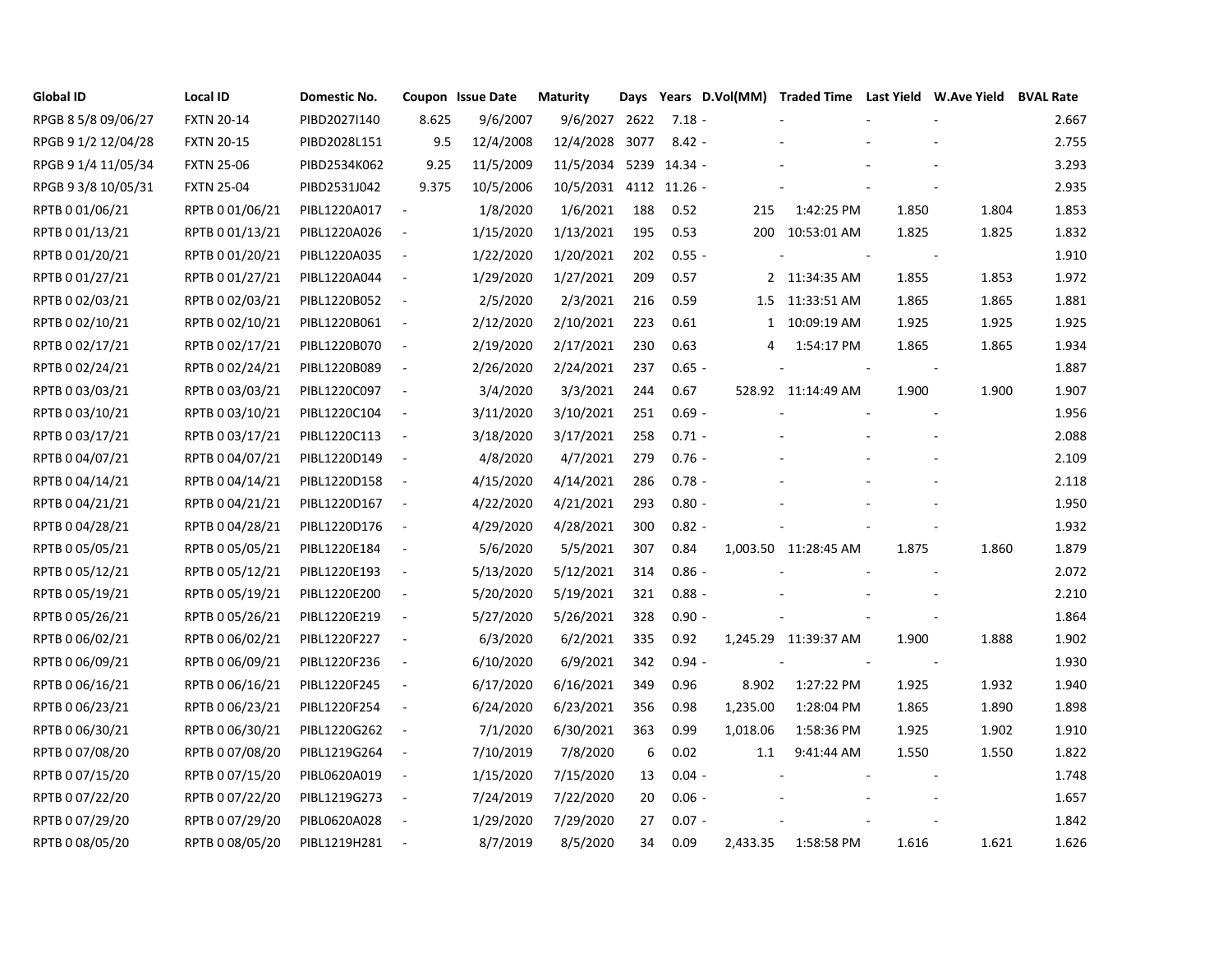| Global ID | Local ID | Domestic No. | Coupon | Issue Date | Maturity | Days | Years | D.Vol(MM) | Traded Time | Last Yield | W.Ave Yield | BVAL Rate |
|---|---|---|---|---|---|---|---|---|---|---|---|---|
| RPGB 8 5/8 09/06/27 | FXTN 20-14 | PIBD2027I140 | 8.625 | 9/6/2007 | 9/6/2027 | 2622 | 7.18 | - | - | - | - | 2.667 |
| RPGB 9 1/2 12/04/28 | FXTN 20-15 | PIBD2028L151 | 9.5 | 12/4/2008 | 12/4/2028 | 3077 | 8.42 | - | - | - | - | 2.755 |
| RPGB 9 1/4 11/05/34 | FXTN 25-06 | PIBD2534K062 | 9.25 | 11/5/2009 | 11/5/2034 | 5239 | 14.34 | - | - | - | - | 3.293 |
| RPGB 9 3/8 10/05/31 | FXTN 25-04 | PIBD2531J042 | 9.375 | 10/5/2006 | 10/5/2031 | 4112 | 11.26 | - | - | - | - | 2.935 |
| RPTB 0 01/06/21 | RPTB 0 01/06/21 | PIBL1220A017 | - | 1/8/2020 | 1/6/2021 | 188 | 0.52 | 215 | 1:42:25 PM | 1.850 | 1.804 | 1.853 |
| RPTB 0 01/13/21 | RPTB 0 01/13/21 | PIBL1220A026 | - | 1/15/2020 | 1/13/2021 | 195 | 0.53 | 200 | 10:53:01 AM | 1.825 | 1.825 | 1.832 |
| RPTB 0 01/20/21 | RPTB 0 01/20/21 | PIBL1220A035 | - | 1/22/2020 | 1/20/2021 | 202 | 0.55 | - | - | - | - | 1.910 |
| RPTB 0 01/27/21 | RPTB 0 01/27/21 | PIBL1220A044 | - | 1/29/2020 | 1/27/2021 | 209 | 0.57 | 2 | 11:34:35 AM | 1.855 | 1.853 | 1.972 |
| RPTB 0 02/03/21 | RPTB 0 02/03/21 | PIBL1220B052 | - | 2/5/2020 | 2/3/2021 | 216 | 0.59 | 1.5 | 11:33:51 AM | 1.865 | 1.865 | 1.881 |
| RPTB 0 02/10/21 | RPTB 0 02/10/21 | PIBL1220B061 | - | 2/12/2020 | 2/10/2021 | 223 | 0.61 | 1 | 10:09:19 AM | 1.925 | 1.925 | 1.925 |
| RPTB 0 02/17/21 | RPTB 0 02/17/21 | PIBL1220B070 | - | 2/19/2020 | 2/17/2021 | 230 | 0.63 | 4 | 1:54:17 PM | 1.865 | 1.865 | 1.934 |
| RPTB 0 02/24/21 | RPTB 0 02/24/21 | PIBL1220B089 | - | 2/26/2020 | 2/24/2021 | 237 | 0.65 | - | - | - | - | 1.887 |
| RPTB 0 03/03/21 | RPTB 0 03/03/21 | PIBL1220C097 | - | 3/4/2020 | 3/3/2021 | 244 | 0.67 | 528.92 | 11:14:49 AM | 1.900 | 1.900 | 1.907 |
| RPTB 0 03/10/21 | RPTB 0 03/10/21 | PIBL1220C104 | - | 3/11/2020 | 3/10/2021 | 251 | 0.69 | - | - | - | - | 1.956 |
| RPTB 0 03/17/21 | RPTB 0 03/17/21 | PIBL1220C113 | - | 3/18/2020 | 3/17/2021 | 258 | 0.71 | - | - | - | - | 2.088 |
| RPTB 0 04/07/21 | RPTB 0 04/07/21 | PIBL1220D149 | - | 4/8/2020 | 4/7/2021 | 279 | 0.76 | - | - | - | - | 2.109 |
| RPTB 0 04/14/21 | RPTB 0 04/14/21 | PIBL1220D158 | - | 4/15/2020 | 4/14/2021 | 286 | 0.78 | - | - | - | - | 2.118 |
| RPTB 0 04/21/21 | RPTB 0 04/21/21 | PIBL1220D167 | - | 4/22/2020 | 4/21/2021 | 293 | 0.80 | - | - | - | - | 1.950 |
| RPTB 0 04/28/21 | RPTB 0 04/28/21 | PIBL1220D176 | - | 4/29/2020 | 4/28/2021 | 300 | 0.82 | - | - | - | - | 1.932 |
| RPTB 0 05/05/21 | RPTB 0 05/05/21 | PIBL1220E184 | - | 5/6/2020 | 5/5/2021 | 307 | 0.84 | 1,003.50 | 11:28:45 AM | 1.875 | 1.860 | 1.879 |
| RPTB 0 05/12/21 | RPTB 0 05/12/21 | PIBL1220E193 | - | 5/13/2020 | 5/12/2021 | 314 | 0.86 | - | - | - | - | 2.072 |
| RPTB 0 05/19/21 | RPTB 0 05/19/21 | PIBL1220E200 | - | 5/20/2020 | 5/19/2021 | 321 | 0.88 | - | - | - | - | 2.210 |
| RPTB 0 05/26/21 | RPTB 0 05/26/21 | PIBL1220E219 | - | 5/27/2020 | 5/26/2021 | 328 | 0.90 | - | - | - | - | 1.864 |
| RPTB 0 06/02/21 | RPTB 0 06/02/21 | PIBL1220F227 | - | 6/3/2020 | 6/2/2021 | 335 | 0.92 | 1,245.29 | 11:39:37 AM | 1.900 | 1.888 | 1.902 |
| RPTB 0 06/09/21 | RPTB 0 06/09/21 | PIBL1220F236 | - | 6/10/2020 | 6/9/2021 | 342 | 0.94 | - | - | - | - | 1.930 |
| RPTB 0 06/16/21 | RPTB 0 06/16/21 | PIBL1220F245 | - | 6/17/2020 | 6/16/2021 | 349 | 0.96 | 8.902 | 1:27:22 PM | 1.925 | 1.932 | 1.940 |
| RPTB 0 06/23/21 | RPTB 0 06/23/21 | PIBL1220F254 | - | 6/24/2020 | 6/23/2021 | 356 | 0.98 | 1,235.00 | 1:28:04 PM | 1.865 | 1.890 | 1.898 |
| RPTB 0 06/30/21 | RPTB 0 06/30/21 | PIBL1220G262 | - | 7/1/2020 | 6/30/2021 | 363 | 0.99 | 1,018.06 | 1:58:36 PM | 1.925 | 1.902 | 1.910 |
| RPTB 0 07/08/20 | RPTB 0 07/08/20 | PIBL1219G264 | - | 7/10/2019 | 7/8/2020 | 6 | 0.02 | 1.1 | 9:41:44 AM | 1.550 | 1.550 | 1.822 |
| RPTB 0 07/15/20 | RPTB 0 07/15/20 | PIBL0620A019 | - | 1/15/2020 | 7/15/2020 | 13 | 0.04 | - | - | - | - | 1.748 |
| RPTB 0 07/22/20 | RPTB 0 07/22/20 | PIBL1219G273 | - | 7/24/2019 | 7/22/2020 | 20 | 0.06 | - | - | - | - | 1.657 |
| RPTB 0 07/29/20 | RPTB 0 07/29/20 | PIBL0620A028 | - | 1/29/2020 | 7/29/2020 | 27 | 0.07 | - | - | - | - | 1.842 |
| RPTB 0 08/05/20 | RPTB 0 08/05/20 | PIBL1219H281 | - | 8/7/2019 | 8/5/2020 | 34 | 0.09 | 2,433.35 | 1:58:58 PM | 1.616 | 1.621 | 1.626 |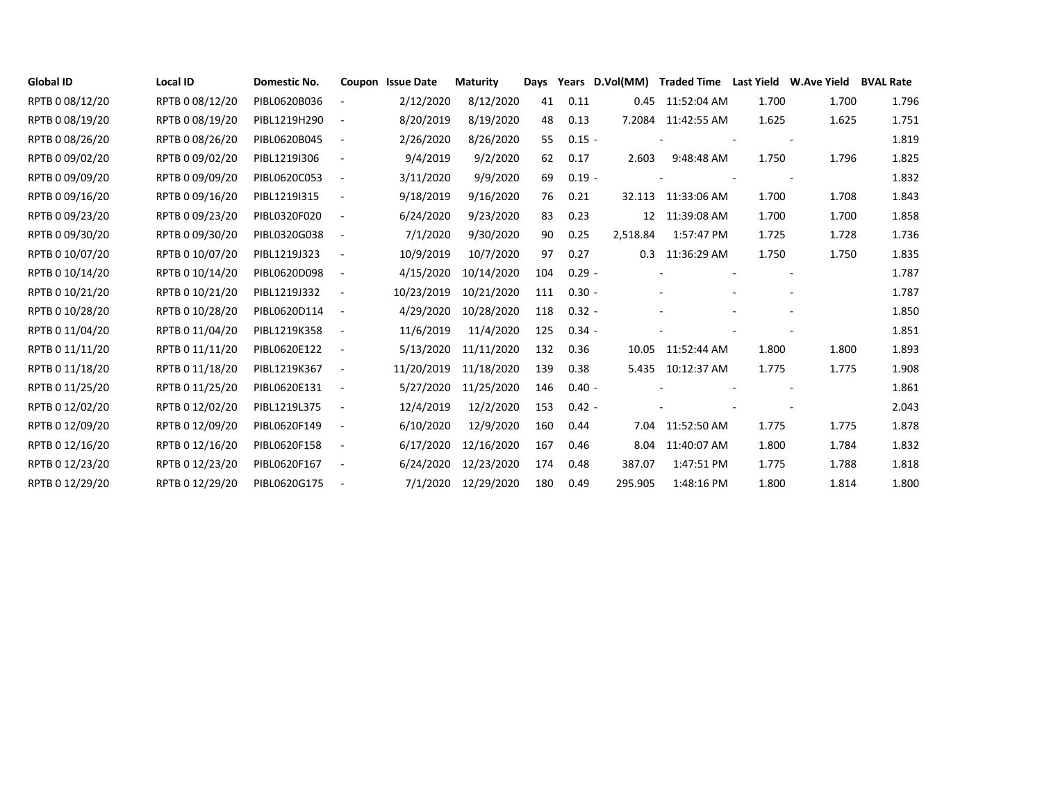| Global ID | Local ID | Domestic No. | Coupon | Issue Date | Maturity | Days | Years | D.Vol(MM) | Traded Time | Last Yield | W.Ave Yield | BVAL Rate |
|---|---|---|---|---|---|---|---|---|---|---|---|---|
| RPTB 0 08/12/20 | RPTB 0 08/12/20 | PIBL0620B036 | - | 2/12/2020 | 8/12/2020 | 41 | 0.11 | 0.45 | 11:52:04 AM | 1.700 | 1.700 | 1.796 |
| RPTB 0 08/19/20 | RPTB 0 08/19/20 | PIBL1219H290 | - | 8/20/2019 | 8/19/2020 | 48 | 0.13 | 7.2084 | 11:42:55 AM | 1.625 | 1.625 | 1.751 |
| RPTB 0 08/26/20 | RPTB 0 08/26/20 | PIBL0620B045 | - | 2/26/2020 | 8/26/2020 | 55 | 0.15 | - | - | - | - | 1.819 |
| RPTB 0 09/02/20 | RPTB 0 09/02/20 | PIBL1219I306 | - | 9/4/2019 | 9/2/2020 | 62 | 0.17 | 2.603 | 9:48:48 AM | 1.750 | 1.796 | 1.825 |
| RPTB 0 09/09/20 | RPTB 0 09/09/20 | PIBL0620C053 | - | 3/11/2020 | 9/9/2020 | 69 | 0.19 | - | - | - | - | 1.832 |
| RPTB 0 09/16/20 | RPTB 0 09/16/20 | PIBL1219I315 | - | 9/18/2019 | 9/16/2020 | 76 | 0.21 | 32.113 | 11:33:06 AM | 1.700 | 1.708 | 1.843 |
| RPTB 0 09/23/20 | RPTB 0 09/23/20 | PIBL0320F020 | - | 6/24/2020 | 9/23/2020 | 83 | 0.23 | 12 | 11:39:08 AM | 1.700 | 1.700 | 1.858 |
| RPTB 0 09/30/20 | RPTB 0 09/30/20 | PIBL0320G038 | - | 7/1/2020 | 9/30/2020 | 90 | 0.25 | 2,518.84 | 1:57:47 PM | 1.725 | 1.728 | 1.736 |
| RPTB 0 10/07/20 | RPTB 0 10/07/20 | PIBL1219J323 | - | 10/9/2019 | 10/7/2020 | 97 | 0.27 | 0.3 | 11:36:29 AM | 1.750 | 1.750 | 1.835 |
| RPTB 0 10/14/20 | RPTB 0 10/14/20 | PIBL0620D098 | - | 4/15/2020 | 10/14/2020 | 104 | 0.29 | - | - | - | - | 1.787 |
| RPTB 0 10/21/20 | RPTB 0 10/21/20 | PIBL1219J332 | - | 10/23/2019 | 10/21/2020 | 111 | 0.30 | - | - | - | - | 1.787 |
| RPTB 0 10/28/20 | RPTB 0 10/28/20 | PIBL0620D114 | - | 4/29/2020 | 10/28/2020 | 118 | 0.32 | - | - | - | - | 1.850 |
| RPTB 0 11/04/20 | RPTB 0 11/04/20 | PIBL1219K358 | - | 11/6/2019 | 11/4/2020 | 125 | 0.34 | - | - | - | - | 1.851 |
| RPTB 0 11/11/20 | RPTB 0 11/11/20 | PIBL0620E122 | - | 5/13/2020 | 11/11/2020 | 132 | 0.36 | 10.05 | 11:52:44 AM | 1.800 | 1.800 | 1.893 |
| RPTB 0 11/18/20 | RPTB 0 11/18/20 | PIBL1219K367 | - | 11/20/2019 | 11/18/2020 | 139 | 0.38 | 5.435 | 10:12:37 AM | 1.775 | 1.775 | 1.908 |
| RPTB 0 11/25/20 | RPTB 0 11/25/20 | PIBL0620E131 | - | 5/27/2020 | 11/25/2020 | 146 | 0.40 | - | - | - | - | 1.861 |
| RPTB 0 12/02/20 | RPTB 0 12/02/20 | PIBL1219L375 | - | 12/4/2019 | 12/2/2020 | 153 | 0.42 | - | - | - | - | 2.043 |
| RPTB 0 12/09/20 | RPTB 0 12/09/20 | PIBL0620F149 | - | 6/10/2020 | 12/9/2020 | 160 | 0.44 | 7.04 | 11:52:50 AM | 1.775 | 1.775 | 1.878 |
| RPTB 0 12/16/20 | RPTB 0 12/16/20 | PIBL0620F158 | - | 6/17/2020 | 12/16/2020 | 167 | 0.46 | 8.04 | 11:40:07 AM | 1.800 | 1.784 | 1.832 |
| RPTB 0 12/23/20 | RPTB 0 12/23/20 | PIBL0620F167 | - | 6/24/2020 | 12/23/2020 | 174 | 0.48 | 387.07 | 1:47:51 PM | 1.775 | 1.788 | 1.818 |
| RPTB 0 12/29/20 | RPTB 0 12/29/20 | PIBL0620G175 | - | 7/1/2020 | 12/29/2020 | 180 | 0.49 | 295.905 | 1:48:16 PM | 1.800 | 1.814 | 1.800 |